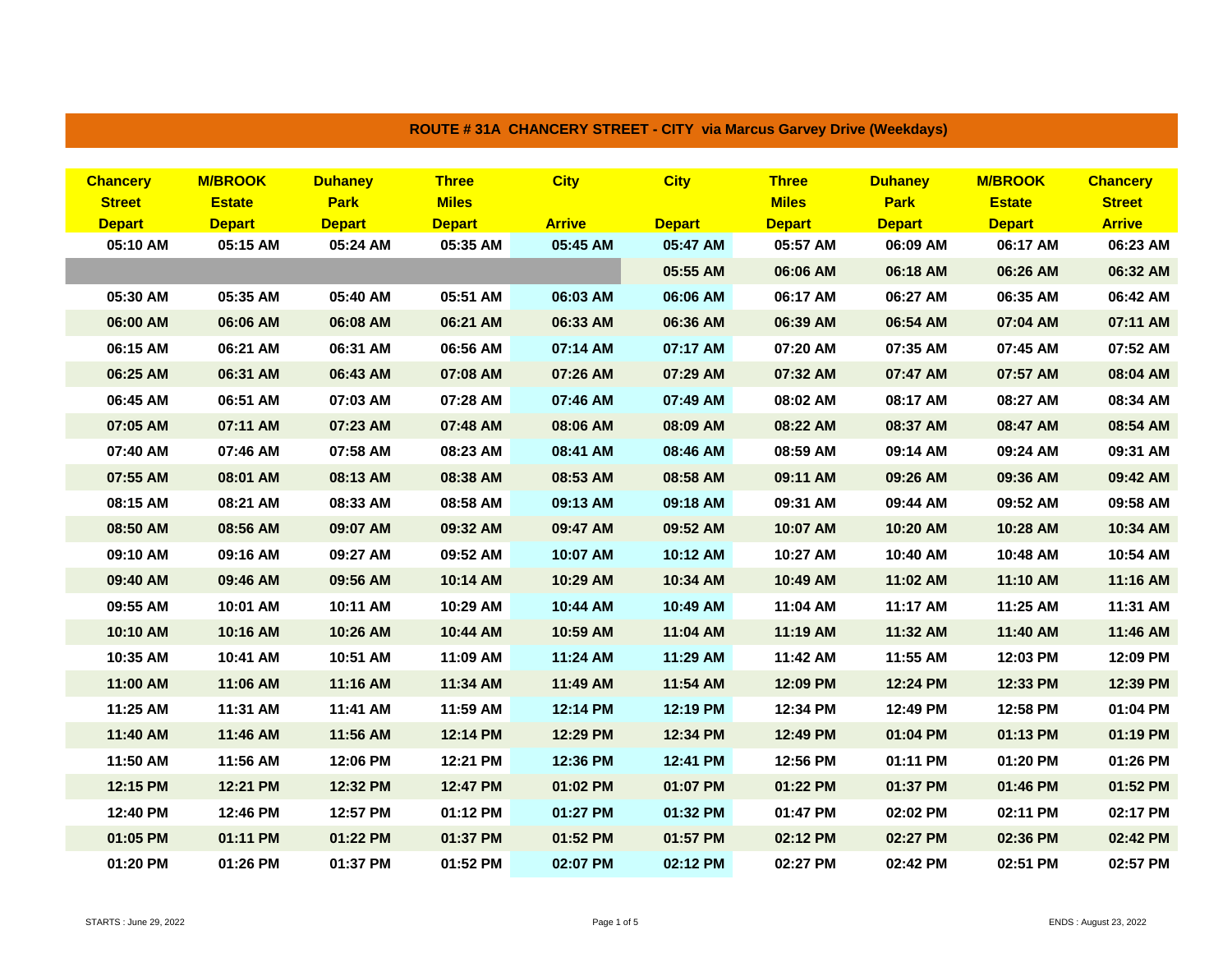## ROUTE # 31A CHANCERY STREET - CITY via Marcus Garvey Drive (Weekdays)

| Chancery Street Depart | M/BROOK Estate Depart | Duhaney Park Depart | Three Miles Depart | City Arrive | City Depart | Three Miles Depart | Duhaney Park Depart | M/BROOK Estate Depart | Chancery Street Arrive |
|---|---|---|---|---|---|---|---|---|---|
| 05:10 AM | 05:15 AM | 05:24 AM | 05:35 AM | 05:45 AM | 05:47 AM | 05:57 AM | 06:09 AM | 06:17 AM | 06:23 AM |
| | | | | | 05:55 AM | 06:06 AM | 06:18 AM | 06:26 AM | 06:32 AM |
| 05:30 AM | 05:35 AM | 05:40 AM | 05:51 AM | 06:03 AM | 06:06 AM | 06:17 AM | 06:27 AM | 06:35 AM | 06:42 AM |
| 06:00 AM | 06:06 AM | 06:08 AM | 06:21 AM | 06:33 AM | 06:36 AM | 06:39 AM | 06:54 AM | 07:04 AM | 07:11 AM |
| 06:15 AM | 06:21 AM | 06:31 AM | 06:56 AM | 07:14 AM | 07:17 AM | 07:20 AM | 07:35 AM | 07:45 AM | 07:52 AM |
| 06:25 AM | 06:31 AM | 06:43 AM | 07:08 AM | 07:26 AM | 07:29 AM | 07:32 AM | 07:47 AM | 07:57 AM | 08:04 AM |
| 06:45 AM | 06:51 AM | 07:03 AM | 07:28 AM | 07:46 AM | 07:49 AM | 08:02 AM | 08:17 AM | 08:27 AM | 08:34 AM |
| 07:05 AM | 07:11 AM | 07:23 AM | 07:48 AM | 08:06 AM | 08:09 AM | 08:22 AM | 08:37 AM | 08:47 AM | 08:54 AM |
| 07:40 AM | 07:46 AM | 07:58 AM | 08:23 AM | 08:41 AM | 08:46 AM | 08:59 AM | 09:14 AM | 09:24 AM | 09:31 AM |
| 07:55 AM | 08:01 AM | 08:13 AM | 08:38 AM | 08:53 AM | 08:58 AM | 09:11 AM | 09:26 AM | 09:36 AM | 09:42 AM |
| 08:15 AM | 08:21 AM | 08:33 AM | 08:58 AM | 09:13 AM | 09:18 AM | 09:31 AM | 09:44 AM | 09:52 AM | 09:58 AM |
| 08:50 AM | 08:56 AM | 09:07 AM | 09:32 AM | 09:47 AM | 09:52 AM | 10:07 AM | 10:20 AM | 10:28 AM | 10:34 AM |
| 09:10 AM | 09:16 AM | 09:27 AM | 09:52 AM | 10:07 AM | 10:12 AM | 10:27 AM | 10:40 AM | 10:48 AM | 10:54 AM |
| 09:40 AM | 09:46 AM | 09:56 AM | 10:14 AM | 10:29 AM | 10:34 AM | 10:49 AM | 11:02 AM | 11:10 AM | 11:16 AM |
| 09:55 AM | 10:01 AM | 10:11 AM | 10:29 AM | 10:44 AM | 10:49 AM | 11:04 AM | 11:17 AM | 11:25 AM | 11:31 AM |
| 10:10 AM | 10:16 AM | 10:26 AM | 10:44 AM | 10:59 AM | 11:04 AM | 11:19 AM | 11:32 AM | 11:40 AM | 11:46 AM |
| 10:35 AM | 10:41 AM | 10:51 AM | 11:09 AM | 11:24 AM | 11:29 AM | 11:42 AM | 11:55 AM | 12:03 PM | 12:09 PM |
| 11:00 AM | 11:06 AM | 11:16 AM | 11:34 AM | 11:49 AM | 11:54 AM | 12:09 PM | 12:24 PM | 12:33 PM | 12:39 PM |
| 11:25 AM | 11:31 AM | 11:41 AM | 11:59 AM | 12:14 PM | 12:19 PM | 12:34 PM | 12:49 PM | 12:58 PM | 01:04 PM |
| 11:40 AM | 11:46 AM | 11:56 AM | 12:14 PM | 12:29 PM | 12:34 PM | 12:49 PM | 01:04 PM | 01:13 PM | 01:19 PM |
| 11:50 AM | 11:56 AM | 12:06 PM | 12:21 PM | 12:36 PM | 12:41 PM | 12:56 PM | 01:11 PM | 01:20 PM | 01:26 PM |
| 12:15 PM | 12:21 PM | 12:32 PM | 12:47 PM | 01:02 PM | 01:07 PM | 01:22 PM | 01:37 PM | 01:46 PM | 01:52 PM |
| 12:40 PM | 12:46 PM | 12:57 PM | 01:12 PM | 01:27 PM | 01:32 PM | 01:47 PM | 02:02 PM | 02:11 PM | 02:17 PM |
| 01:05 PM | 01:11 PM | 01:22 PM | 01:37 PM | 01:52 PM | 01:57 PM | 02:12 PM | 02:27 PM | 02:36 PM | 02:42 PM |
| 01:20 PM | 01:26 PM | 01:37 PM | 01:52 PM | 02:07 PM | 02:12 PM | 02:27 PM | 02:42 PM | 02:51 PM | 02:57 PM |

STARTS : June 29, 2022

ENDS : August 23, 2022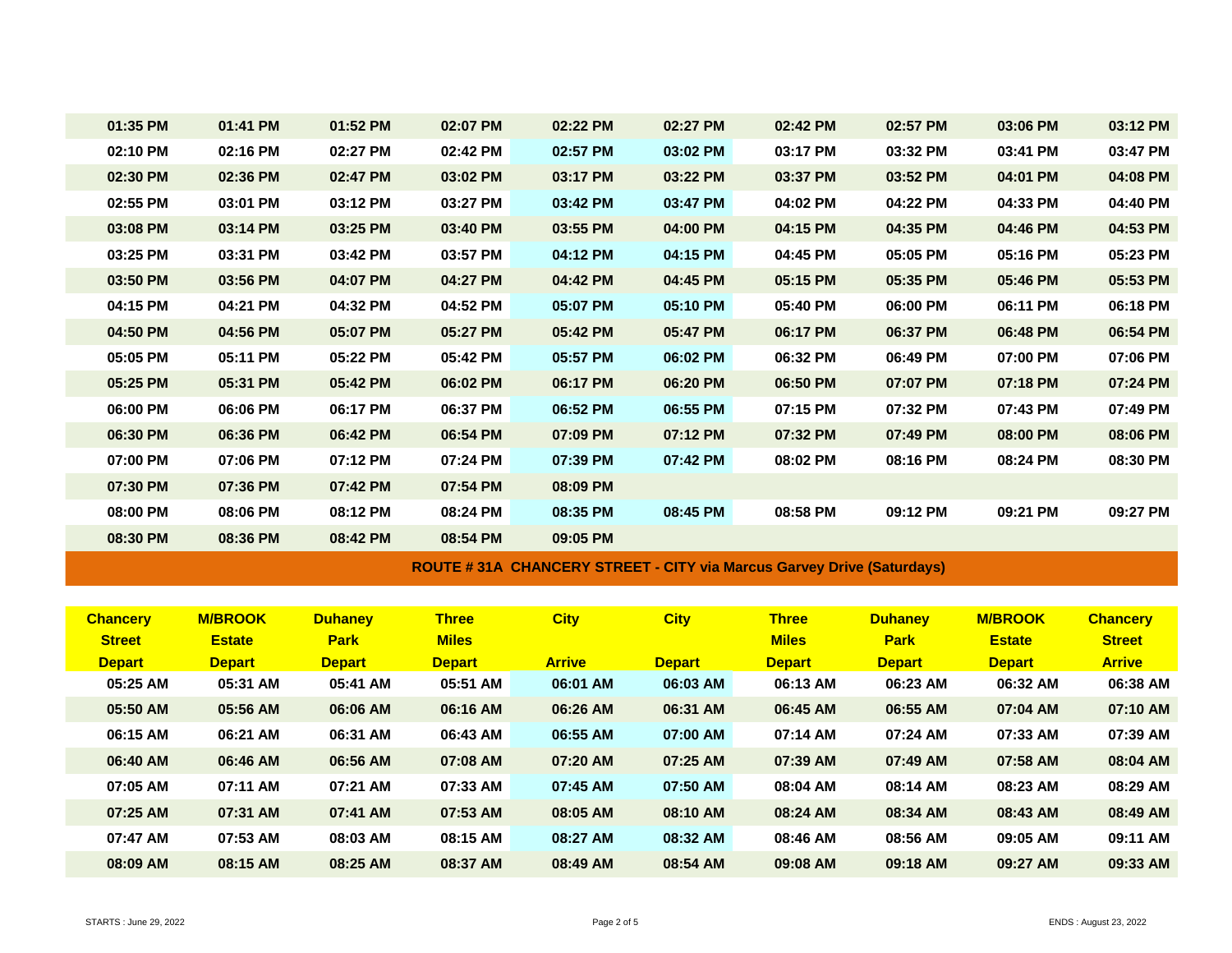| | | | | | | | | | |
|---|---|---|---|---|---|---|---|---|---|
| 01:35 PM | 01:41 PM | 01:52 PM | 02:07 PM | 02:22 PM | 02:27 PM | 02:42 PM | 02:57 PM | 03:06 PM | 03:12 PM |
| 02:10 PM | 02:16 PM | 02:27 PM | 02:42 PM | 02:57 PM | 03:02 PM | 03:17 PM | 03:32 PM | 03:41 PM | 03:47 PM |
| 02:30 PM | 02:36 PM | 02:47 PM | 03:02 PM | 03:17 PM | 03:22 PM | 03:37 PM | 03:52 PM | 04:01 PM | 04:08 PM |
| 02:55 PM | 03:01 PM | 03:12 PM | 03:27 PM | 03:42 PM | 03:47 PM | 04:02 PM | 04:22 PM | 04:33 PM | 04:40 PM |
| 03:08 PM | 03:14 PM | 03:25 PM | 03:40 PM | 03:55 PM | 04:00 PM | 04:15 PM | 04:35 PM | 04:46 PM | 04:53 PM |
| 03:25 PM | 03:31 PM | 03:42 PM | 03:57 PM | 04:12 PM | 04:15 PM | 04:45 PM | 05:05 PM | 05:16 PM | 05:23 PM |
| 03:50 PM | 03:56 PM | 04:07 PM | 04:27 PM | 04:42 PM | 04:45 PM | 05:15 PM | 05:35 PM | 05:46 PM | 05:53 PM |
| 04:15 PM | 04:21 PM | 04:32 PM | 04:52 PM | 05:07 PM | 05:10 PM | 05:40 PM | 06:00 PM | 06:11 PM | 06:18 PM |
| 04:50 PM | 04:56 PM | 05:07 PM | 05:27 PM | 05:42 PM | 05:47 PM | 06:17 PM | 06:37 PM | 06:48 PM | 06:54 PM |
| 05:05 PM | 05:11 PM | 05:22 PM | 05:42 PM | 05:57 PM | 06:02 PM | 06:32 PM | 06:49 PM | 07:00 PM | 07:06 PM |
| 05:25 PM | 05:31 PM | 05:42 PM | 06:02 PM | 06:17 PM | 06:20 PM | 06:50 PM | 07:07 PM | 07:18 PM | 07:24 PM |
| 06:00 PM | 06:06 PM | 06:17 PM | 06:37 PM | 06:52 PM | 06:55 PM | 07:15 PM | 07:32 PM | 07:43 PM | 07:49 PM |
| 06:30 PM | 06:36 PM | 06:42 PM | 06:54 PM | 07:09 PM | 07:12 PM | 07:32 PM | 07:49 PM | 08:00 PM | 08:06 PM |
| 07:00 PM | 07:06 PM | 07:12 PM | 07:24 PM | 07:39 PM | 07:42 PM | 08:02 PM | 08:16 PM | 08:24 PM | 08:30 PM |
| 07:30 PM | 07:36 PM | 07:42 PM | 07:54 PM | 08:09 PM | | | | | |
| 08:00 PM | 08:06 PM | 08:12 PM | 08:24 PM | 08:35 PM | 08:45 PM | 08:58 PM | 09:12 PM | 09:21 PM | 09:27 PM |
| 08:30 PM | 08:36 PM | 08:42 PM | 08:54 PM | 09:05 PM | | | | | |

## ROUTE # 31A CHANCERY STREET - CITY via Marcus Garvey Drive (Saturdays)

| Chancery Street Depart | M/BROOK Estate Depart | Duhaney Park Depart | Three Miles Depart | City Arrive | City Depart | Three Miles Depart | Duhaney Park Depart | M/BROOK Estate Depart | Chancery Street Arrive |
|---|---|---|---|---|---|---|---|---|---|
| 05:25 AM | 05:31 AM | 05:41 AM | 05:51 AM | 06:01 AM | 06:03 AM | 06:13 AM | 06:23 AM | 06:32 AM | 06:38 AM |
| 05:50 AM | 05:56 AM | 06:06 AM | 06:16 AM | 06:26 AM | 06:31 AM | 06:45 AM | 06:55 AM | 07:04 AM | 07:10 AM |
| 06:15 AM | 06:21 AM | 06:31 AM | 06:43 AM | 06:55 AM | 07:00 AM | 07:14 AM | 07:24 AM | 07:33 AM | 07:39 AM |
| 06:40 AM | 06:46 AM | 06:56 AM | 07:08 AM | 07:20 AM | 07:25 AM | 07:39 AM | 07:49 AM | 07:58 AM | 08:04 AM |
| 07:05 AM | 07:11 AM | 07:21 AM | 07:33 AM | 07:45 AM | 07:50 AM | 08:04 AM | 08:14 AM | 08:23 AM | 08:29 AM |
| 07:25 AM | 07:31 AM | 07:41 AM | 07:53 AM | 08:05 AM | 08:10 AM | 08:24 AM | 08:34 AM | 08:43 AM | 08:49 AM |
| 07:47 AM | 07:53 AM | 08:03 AM | 08:15 AM | 08:27 AM | 08:32 AM | 08:46 AM | 08:56 AM | 09:05 AM | 09:11 AM |
| 08:09 AM | 08:15 AM | 08:25 AM | 08:37 AM | 08:49 AM | 08:54 AM | 09:08 AM | 09:18 AM | 09:27 AM | 09:33 AM |

STARTS : June 29, 2022 | ENDS : August 23, 2022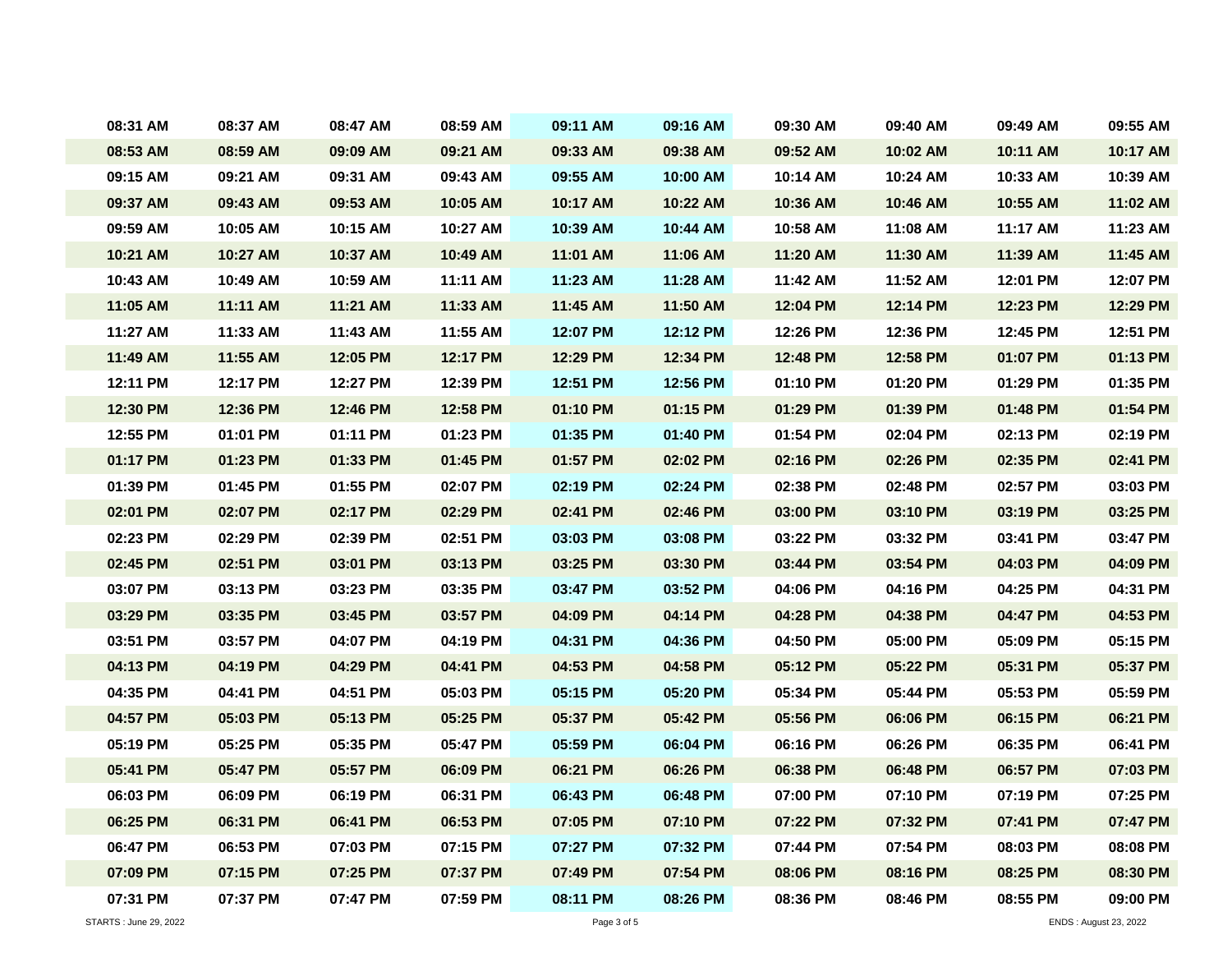| | | | | | | | | | |
|---|---|---|---|---|---|---|---|---|---|
| 08:31 AM | 08:37 AM | 08:47 AM | 08:59 AM | 09:11 AM | 09:16 AM | 09:30 AM | 09:40 AM | 09:49 AM | 09:55 AM |
| 08:53 AM | 08:59 AM | 09:09 AM | 09:21 AM | 09:33 AM | 09:38 AM | 09:52 AM | 10:02 AM | 10:11 AM | 10:17 AM |
| 09:15 AM | 09:21 AM | 09:31 AM | 09:43 AM | 09:55 AM | 10:00 AM | 10:14 AM | 10:24 AM | 10:33 AM | 10:39 AM |
| 09:37 AM | 09:43 AM | 09:53 AM | 10:05 AM | 10:17 AM | 10:22 AM | 10:36 AM | 10:46 AM | 10:55 AM | 11:02 AM |
| 09:59 AM | 10:05 AM | 10:15 AM | 10:27 AM | 10:39 AM | 10:44 AM | 10:58 AM | 11:08 AM | 11:17 AM | 11:23 AM |
| 10:21 AM | 10:27 AM | 10:37 AM | 10:49 AM | 11:01 AM | 11:06 AM | 11:20 AM | 11:30 AM | 11:39 AM | 11:45 AM |
| 10:43 AM | 10:49 AM | 10:59 AM | 11:11 AM | 11:23 AM | 11:28 AM | 11:42 AM | 11:52 AM | 12:01 PM | 12:07 PM |
| 11:05 AM | 11:11 AM | 11:21 AM | 11:33 AM | 11:45 AM | 11:50 AM | 12:04 PM | 12:14 PM | 12:23 PM | 12:29 PM |
| 11:27 AM | 11:33 AM | 11:43 AM | 11:55 AM | 12:07 PM | 12:12 PM | 12:26 PM | 12:36 PM | 12:45 PM | 12:51 PM |
| 11:49 AM | 11:55 AM | 12:05 PM | 12:17 PM | 12:29 PM | 12:34 PM | 12:48 PM | 12:58 PM | 01:07 PM | 01:13 PM |
| 12:11 PM | 12:17 PM | 12:27 PM | 12:39 PM | 12:51 PM | 12:56 PM | 01:10 PM | 01:20 PM | 01:29 PM | 01:35 PM |
| 12:30 PM | 12:36 PM | 12:46 PM | 12:58 PM | 01:10 PM | 01:15 PM | 01:29 PM | 01:39 PM | 01:48 PM | 01:54 PM |
| 12:55 PM | 01:01 PM | 01:11 PM | 01:23 PM | 01:35 PM | 01:40 PM | 01:54 PM | 02:04 PM | 02:13 PM | 02:19 PM |
| 01:17 PM | 01:23 PM | 01:33 PM | 01:45 PM | 01:57 PM | 02:02 PM | 02:16 PM | 02:26 PM | 02:35 PM | 02:41 PM |
| 01:39 PM | 01:45 PM | 01:55 PM | 02:07 PM | 02:19 PM | 02:24 PM | 02:38 PM | 02:48 PM | 02:57 PM | 03:03 PM |
| 02:01 PM | 02:07 PM | 02:17 PM | 02:29 PM | 02:41 PM | 02:46 PM | 03:00 PM | 03:10 PM | 03:19 PM | 03:25 PM |
| 02:23 PM | 02:29 PM | 02:39 PM | 02:51 PM | 03:03 PM | 03:08 PM | 03:22 PM | 03:32 PM | 03:41 PM | 03:47 PM |
| 02:45 PM | 02:51 PM | 03:01 PM | 03:13 PM | 03:25 PM | 03:30 PM | 03:44 PM | 03:54 PM | 04:03 PM | 04:09 PM |
| 03:07 PM | 03:13 PM | 03:23 PM | 03:35 PM | 03:47 PM | 03:52 PM | 04:06 PM | 04:16 PM | 04:25 PM | 04:31 PM |
| 03:29 PM | 03:35 PM | 03:45 PM | 03:57 PM | 04:09 PM | 04:14 PM | 04:28 PM | 04:38 PM | 04:47 PM | 04:53 PM |
| 03:51 PM | 03:57 PM | 04:07 PM | 04:19 PM | 04:31 PM | 04:36 PM | 04:50 PM | 05:00 PM | 05:09 PM | 05:15 PM |
| 04:13 PM | 04:19 PM | 04:29 PM | 04:41 PM | 04:53 PM | 04:58 PM | 05:12 PM | 05:22 PM | 05:31 PM | 05:37 PM |
| 04:35 PM | 04:41 PM | 04:51 PM | 05:03 PM | 05:15 PM | 05:20 PM | 05:34 PM | 05:44 PM | 05:53 PM | 05:59 PM |
| 04:57 PM | 05:03 PM | 05:13 PM | 05:25 PM | 05:37 PM | 05:42 PM | 05:56 PM | 06:06 PM | 06:15 PM | 06:21 PM |
| 05:19 PM | 05:25 PM | 05:35 PM | 05:47 PM | 05:59 PM | 06:04 PM | 06:16 PM | 06:26 PM | 06:35 PM | 06:41 PM |
| 05:41 PM | 05:47 PM | 05:57 PM | 06:09 PM | 06:21 PM | 06:26 PM | 06:38 PM | 06:48 PM | 06:57 PM | 07:03 PM |
| 06:03 PM | 06:09 PM | 06:19 PM | 06:31 PM | 06:43 PM | 06:48 PM | 07:00 PM | 07:10 PM | 07:19 PM | 07:25 PM |
| 06:25 PM | 06:31 PM | 06:41 PM | 06:53 PM | 07:05 PM | 07:10 PM | 07:22 PM | 07:32 PM | 07:41 PM | 07:47 PM |
| 06:47 PM | 06:53 PM | 07:03 PM | 07:15 PM | 07:27 PM | 07:32 PM | 07:44 PM | 07:54 PM | 08:03 PM | 08:08 PM |
| 07:09 PM | 07:15 PM | 07:25 PM | 07:37 PM | 07:49 PM | 07:54 PM | 08:06 PM | 08:16 PM | 08:25 PM | 08:30 PM |
| 07:31 PM | 07:37 PM | 07:47 PM | 07:59 PM | 08:11 PM | 08:26 PM | 08:36 PM | 08:46 PM | 08:55 PM | 09:00 PM |

STARTS : June 29, 2022

ENDS : August 23, 2022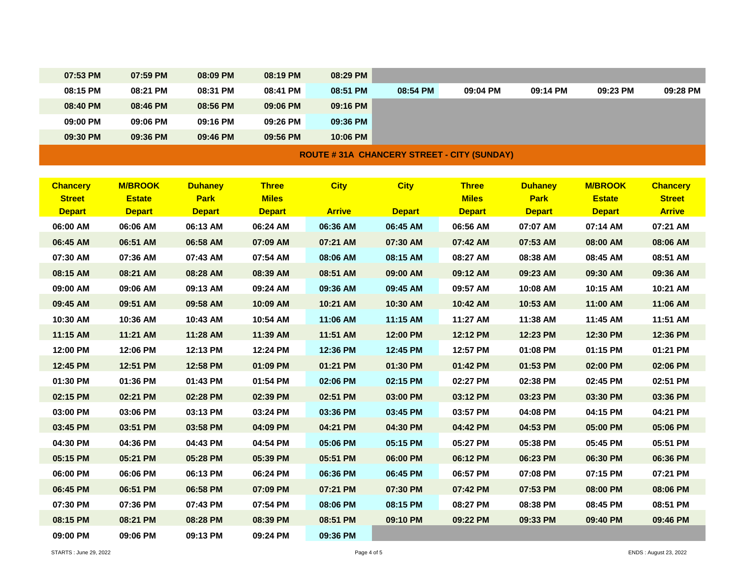| | | | | | | | | | |
|---|---|---|---|---|---|---|---|---|---|
| 07:53 PM | 07:59 PM | 08:09 PM | 08:19 PM | 08:29 PM | | | | | |
| 08:15 PM | 08:21 PM | 08:31 PM | 08:41 PM | 08:51 PM | 08:54 PM | 09:04 PM | 09:14 PM | 09:23 PM | 09:28 PM |
| 08:40 PM | 08:46 PM | 08:56 PM | 09:06 PM | 09:16 PM | | | | | |
| 09:00 PM | 09:06 PM | 09:16 PM | 09:26 PM | 09:36 PM | | | | | |
| 09:30 PM | 09:36 PM | 09:46 PM | 09:56 PM | 10:06 PM | | | | | |

## ROUTE # 31A CHANCERY STREET - CITY (SUNDAY)

| Chancery Street Depart | M/BROOK Estate Depart | Duhaney Park Depart | Three Miles Depart | City Arrive | City Depart | Three Miles Depart | Duhaney Park Depart | M/BROOK Estate Depart | Chancery Street Arrive |
|---|---|---|---|---|---|---|---|---|---|
| 06:00 AM | 06:06 AM | 06:13 AM | 06:24 AM | 06:36 AM | 06:45 AM | 06:56 AM | 07:07 AM | 07:14 AM | 07:21 AM |
| 06:45 AM | 06:51 AM | 06:58 AM | 07:09 AM | 07:21 AM | 07:30 AM | 07:42 AM | 07:53 AM | 08:00 AM | 08:06 AM |
| 07:30 AM | 07:36 AM | 07:43 AM | 07:54 AM | 08:06 AM | 08:15 AM | 08:27 AM | 08:38 AM | 08:45 AM | 08:51 AM |
| 08:15 AM | 08:21 AM | 08:28 AM | 08:39 AM | 08:51 AM | 09:00 AM | 09:12 AM | 09:23 AM | 09:30 AM | 09:36 AM |
| 09:00 AM | 09:06 AM | 09:13 AM | 09:24 AM | 09:36 AM | 09:45 AM | 09:57 AM | 10:08 AM | 10:15 AM | 10:21 AM |
| 09:45 AM | 09:51 AM | 09:58 AM | 10:09 AM | 10:21 AM | 10:30 AM | 10:42 AM | 10:53 AM | 11:00 AM | 11:06 AM |
| 10:30 AM | 10:36 AM | 10:43 AM | 10:54 AM | 11:06 AM | 11:15 AM | 11:27 AM | 11:38 AM | 11:45 AM | 11:51 AM |
| 11:15 AM | 11:21 AM | 11:28 AM | 11:39 AM | 11:51 AM | 12:00 PM | 12:12 PM | 12:23 PM | 12:30 PM | 12:36 PM |
| 12:00 PM | 12:06 PM | 12:13 PM | 12:24 PM | 12:36 PM | 12:45 PM | 12:57 PM | 01:08 PM | 01:15 PM | 01:21 PM |
| 12:45 PM | 12:51 PM | 12:58 PM | 01:09 PM | 01:21 PM | 01:30 PM | 01:42 PM | 01:53 PM | 02:00 PM | 02:06 PM |
| 01:30 PM | 01:36 PM | 01:43 PM | 01:54 PM | 02:06 PM | 02:15 PM | 02:27 PM | 02:38 PM | 02:45 PM | 02:51 PM |
| 02:15 PM | 02:21 PM | 02:28 PM | 02:39 PM | 02:51 PM | 03:00 PM | 03:12 PM | 03:23 PM | 03:30 PM | 03:36 PM |
| 03:00 PM | 03:06 PM | 03:13 PM | 03:24 PM | 03:36 PM | 03:45 PM | 03:57 PM | 04:08 PM | 04:15 PM | 04:21 PM |
| 03:45 PM | 03:51 PM | 03:58 PM | 04:09 PM | 04:21 PM | 04:30 PM | 04:42 PM | 04:53 PM | 05:00 PM | 05:06 PM |
| 04:30 PM | 04:36 PM | 04:43 PM | 04:54 PM | 05:06 PM | 05:15 PM | 05:27 PM | 05:38 PM | 05:45 PM | 05:51 PM |
| 05:15 PM | 05:21 PM | 05:28 PM | 05:39 PM | 05:51 PM | 06:00 PM | 06:12 PM | 06:23 PM | 06:30 PM | 06:36 PM |
| 06:00 PM | 06:06 PM | 06:13 PM | 06:24 PM | 06:36 PM | 06:45 PM | 06:57 PM | 07:08 PM | 07:15 PM | 07:21 PM |
| 06:45 PM | 06:51 PM | 06:58 PM | 07:09 PM | 07:21 PM | 07:30 PM | 07:42 PM | 07:53 PM | 08:00 PM | 08:06 PM |
| 07:30 PM | 07:36 PM | 07:43 PM | 07:54 PM | 08:06 PM | 08:15 PM | 08:27 PM | 08:38 PM | 08:45 PM | 08:51 PM |
| 08:15 PM | 08:21 PM | 08:28 PM | 08:39 PM | 08:51 PM | 09:10 PM | 09:22 PM | 09:33 PM | 09:40 PM | 09:46 PM |
| 09:00 PM | 09:06 PM | 09:13 PM | 09:24 PM | 09:36 PM | | | | | |

STARTS : June 29, 2022 ENDS : August 23, 2022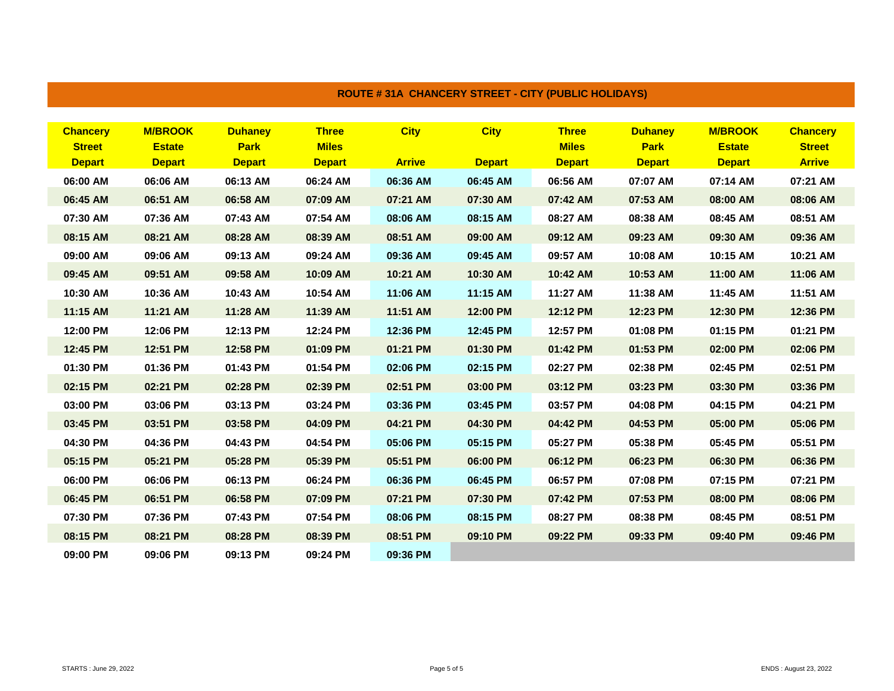## ROUTE # 31A CHANCERY STREET - CITY (PUBLIC HOLIDAYS)

| Chancery Street Depart | M/BROOK Estate Depart | Duhaney Park Depart | Three Miles Depart | City Arrive | City Depart | Three Miles Depart | Duhaney Park Depart | M/BROOK Estate Depart | Chancery Street Arrive |
|---|---|---|---|---|---|---|---|---|---|
| 06:00 AM | 06:06 AM | 06:13 AM | 06:24 AM | 06:36 AM | 06:45 AM | 06:56 AM | 07:07 AM | 07:14 AM | 07:21 AM |
| 06:45 AM | 06:51 AM | 06:58 AM | 07:09 AM | 07:21 AM | 07:30 AM | 07:42 AM | 07:53 AM | 08:00 AM | 08:06 AM |
| 07:30 AM | 07:36 AM | 07:43 AM | 07:54 AM | 08:06 AM | 08:15 AM | 08:27 AM | 08:38 AM | 08:45 AM | 08:51 AM |
| 08:15 AM | 08:21 AM | 08:28 AM | 08:39 AM | 08:51 AM | 09:00 AM | 09:12 AM | 09:23 AM | 09:30 AM | 09:36 AM |
| 09:00 AM | 09:06 AM | 09:13 AM | 09:24 AM | 09:36 AM | 09:45 AM | 09:57 AM | 10:08 AM | 10:15 AM | 10:21 AM |
| 09:45 AM | 09:51 AM | 09:58 AM | 10:09 AM | 10:21 AM | 10:30 AM | 10:42 AM | 10:53 AM | 11:00 AM | 11:06 AM |
| 10:30 AM | 10:36 AM | 10:43 AM | 10:54 AM | 11:06 AM | 11:15 AM | 11:27 AM | 11:38 AM | 11:45 AM | 11:51 AM |
| 11:15 AM | 11:21 AM | 11:28 AM | 11:39 AM | 11:51 AM | 12:00 PM | 12:12 PM | 12:23 PM | 12:30 PM | 12:36 PM |
| 12:00 PM | 12:06 PM | 12:13 PM | 12:24 PM | 12:36 PM | 12:45 PM | 12:57 PM | 01:08 PM | 01:15 PM | 01:21 PM |
| 12:45 PM | 12:51 PM | 12:58 PM | 01:09 PM | 01:21 PM | 01:30 PM | 01:42 PM | 01:53 PM | 02:00 PM | 02:06 PM |
| 01:30 PM | 01:36 PM | 01:43 PM | 01:54 PM | 02:06 PM | 02:15 PM | 02:27 PM | 02:38 PM | 02:45 PM | 02:51 PM |
| 02:15 PM | 02:21 PM | 02:28 PM | 02:39 PM | 02:51 PM | 03:00 PM | 03:12 PM | 03:23 PM | 03:30 PM | 03:36 PM |
| 03:00 PM | 03:06 PM | 03:13 PM | 03:24 PM | 03:36 PM | 03:45 PM | 03:57 PM | 04:08 PM | 04:15 PM | 04:21 PM |
| 03:45 PM | 03:51 PM | 03:58 PM | 04:09 PM | 04:21 PM | 04:30 PM | 04:42 PM | 04:53 PM | 05:00 PM | 05:06 PM |
| 04:30 PM | 04:36 PM | 04:43 PM | 04:54 PM | 05:06 PM | 05:15 PM | 05:27 PM | 05:38 PM | 05:45 PM | 05:51 PM |
| 05:15 PM | 05:21 PM | 05:28 PM | 05:39 PM | 05:51 PM | 06:00 PM | 06:12 PM | 06:23 PM | 06:30 PM | 06:36 PM |
| 06:00 PM | 06:06 PM | 06:13 PM | 06:24 PM | 06:36 PM | 06:45 PM | 06:57 PM | 07:08 PM | 07:15 PM | 07:21 PM |
| 06:45 PM | 06:51 PM | 06:58 PM | 07:09 PM | 07:21 PM | 07:30 PM | 07:42 PM | 07:53 PM | 08:00 PM | 08:06 PM |
| 07:30 PM | 07:36 PM | 07:43 PM | 07:54 PM | 08:06 PM | 08:15 PM | 08:27 PM | 08:38 PM | 08:45 PM | 08:51 PM |
| 08:15 PM | 08:21 PM | 08:28 PM | 08:39 PM | 08:51 PM | 09:10 PM | 09:22 PM | 09:33 PM | 09:40 PM | 09:46 PM |
| 09:00 PM | 09:06 PM | 09:13 PM | 09:24 PM | 09:36 PM | | | | | |

STARTS : June 29, 2022

ENDS : August 23, 2022